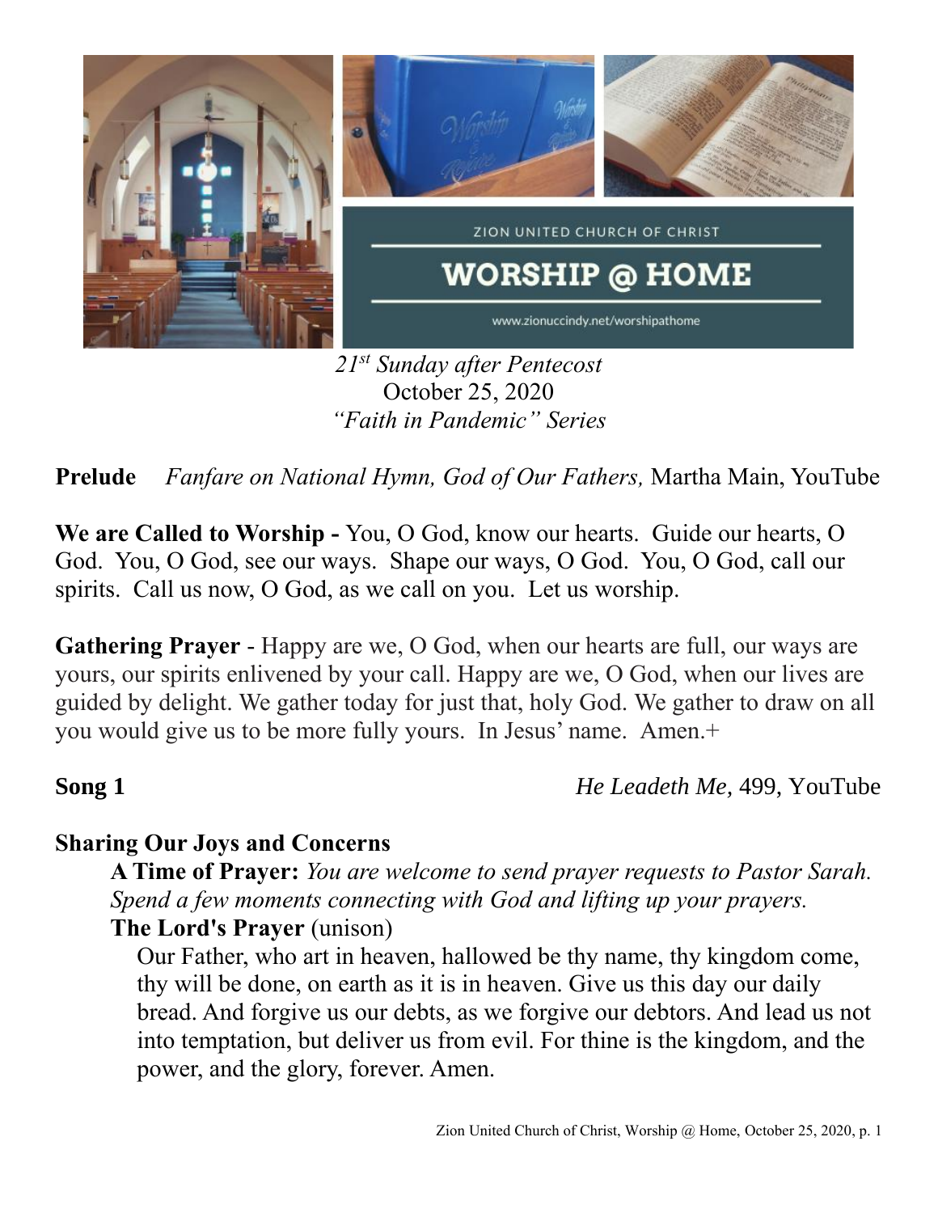ZION UNITED CHURCH OF CHRIST

# WORSHIP @ HOME

www.zionuccindy.net/worshipathome

*21st Sunday after Pentecost*
October 25, 2020
*"Faith in Pandemic" Series*

**Prelude** *Fanfare on National Hymn, God of Our Fathers,* Martha Main, YouTube

**We are Called to Worship -** You, O God, know our hearts. Guide our hearts, O God. You, O God, see our ways. Shape our ways, O God. You, O God, call our spirits. Call us now, O God, as we call on you. Let us worship.

**Gathering Prayer** - Happy are we, O God, when our hearts are full, our ways are yours, our spirits enlivened by your call. Happy are we, O God, when our lives are guided by delight. We gather today for just that, holy God. We gather to draw on all you would give us to be more fully yours. In Jesus' name. Amen.+

**Song 1** *He Leadeth Me,* 499, YouTube

**Sharing Our Joys and Concerns**

**A Time of Prayer:** *You are welcome to send prayer requests to Pastor Sarah. Spend a few moments connecting with God and lifting up your prayers.*

**The Lord's Prayer** (unison)

Our Father, who art in heaven, hallowed be thy name, thy kingdom come, thy will be done, on earth as it is in heaven. Give us this day our daily bread. And forgive us our debts, as we forgive our debtors. And lead us not into temptation, but deliver us from evil. For thine is the kingdom, and the power, and the glory, forever. Amen.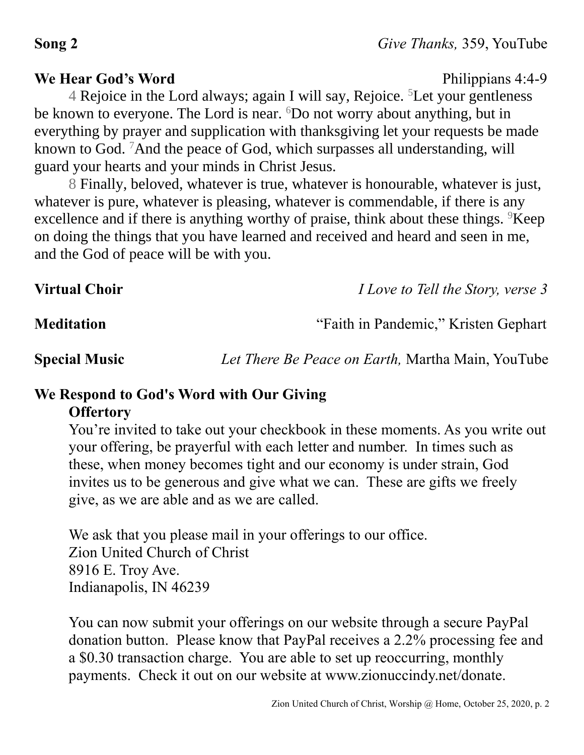**Song 2** *Give Thanks,* 359, YouTube

**We Hear God's Word** Philippians 4:4-9

4 Rejoice in the Lord always; again I will say, Rejoice. [5]Let your gentleness be known to everyone. The Lord is near. [6]Do not worry about anything, but in everything by prayer and supplication with thanksgiving let your requests be made known to God. [7]And the peace of God, which surpasses all understanding, will guard your hearts and your minds in Christ Jesus.

8 Finally, beloved, whatever is true, whatever is honourable, whatever is just, whatever is pure, whatever is pleasing, whatever is commendable, if there is any excellence and if there is anything worthy of praise, think about these things. [9]Keep on doing the things that you have learned and received and heard and seen in me, and the God of peace will be with you.

**Virtual Choir** *I Love to Tell the Story, verse 3*

**Meditation** "Faith in Pandemic," Kristen Gephart

**Special Music** *Let There Be Peace on Earth,* Martha Main, YouTube

**We Respond to God's Word with Our Giving**

**Offertory**

You're invited to take out your checkbook in these moments. As you write out your offering, be prayerful with each letter and number. In times such as these, when money becomes tight and our economy is under strain, God invites us to be generous and give what we can. These are gifts we freely give, as we are able and as we are called.

We ask that you please mail in your offerings to our office.
Zion United Church of Christ
8916 E. Troy Ave.
Indianapolis, IN 46239

You can now submit your offerings on our website through a secure PayPal donation button. Please know that PayPal receives a 2.2% processing fee and a $0.30 transaction charge. You are able to set up reoccurring, monthly payments. Check it out on our website at www.zionuccindy.net/donate.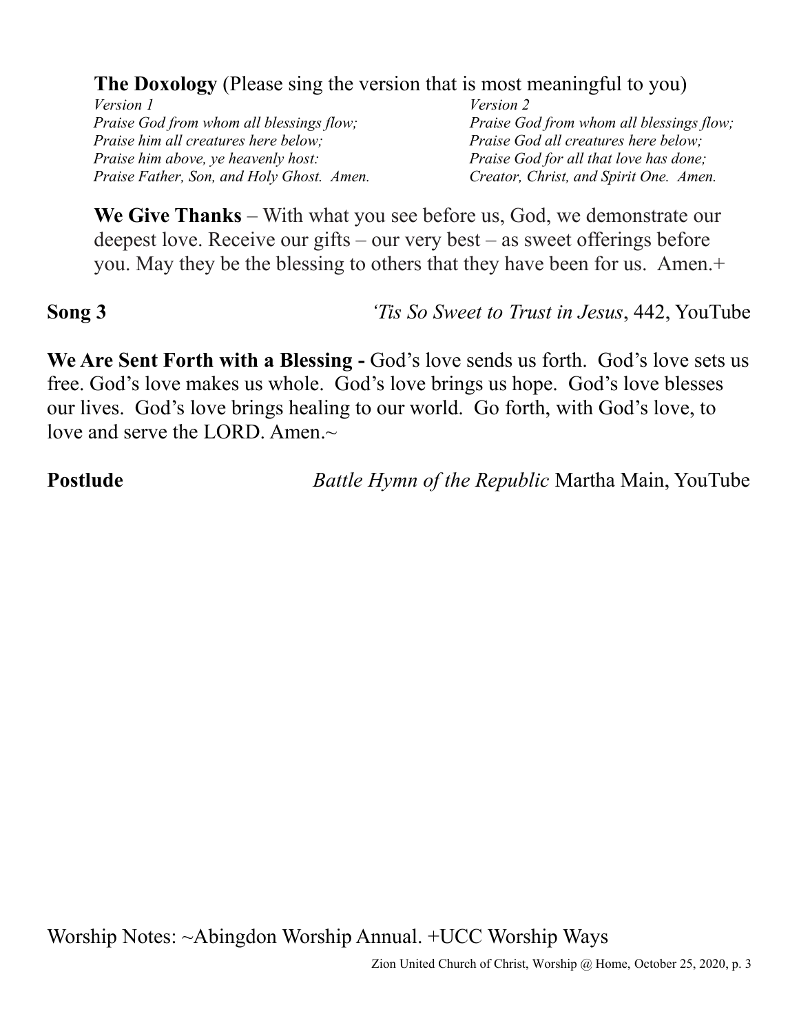**The Doxology** (Please sing the version that is most meaningful to you)

*Version 1*
*Praise God from whom all blessings flow;*
*Praise him all creatures here below;*
*Praise him above, ye heavenly host:*
*Praise Father, Son, and Holy Ghost. Amen.*

*Version 2*
*Praise God from whom all blessings flow;*
*Praise God all creatures here below;*
*Praise God for all that love has done;*
*Creator, Christ, and Spirit One. Amen.*

**We Give Thanks** – With what you see before us, God, we demonstrate our deepest love. Receive our gifts – our very best – as sweet offerings before you. May they be the blessing to others that they have been for us. Amen.+

**Song 3** *'Tis So Sweet to Trust in Jesus*, 442, YouTube

**We Are Sent Forth with a Blessing -** God's love sends us forth. God's love sets us free. God's love makes us whole. God's love brings us hope. God's love blesses our lives. God's love brings healing to our world. Go forth, with God's love, to love and serve the LORD. Amen.~

**Postlude** *Battle Hymn of the Republic* Martha Main, YouTube

Worship Notes: ~Abingdon Worship Annual. +UCC Worship Ways